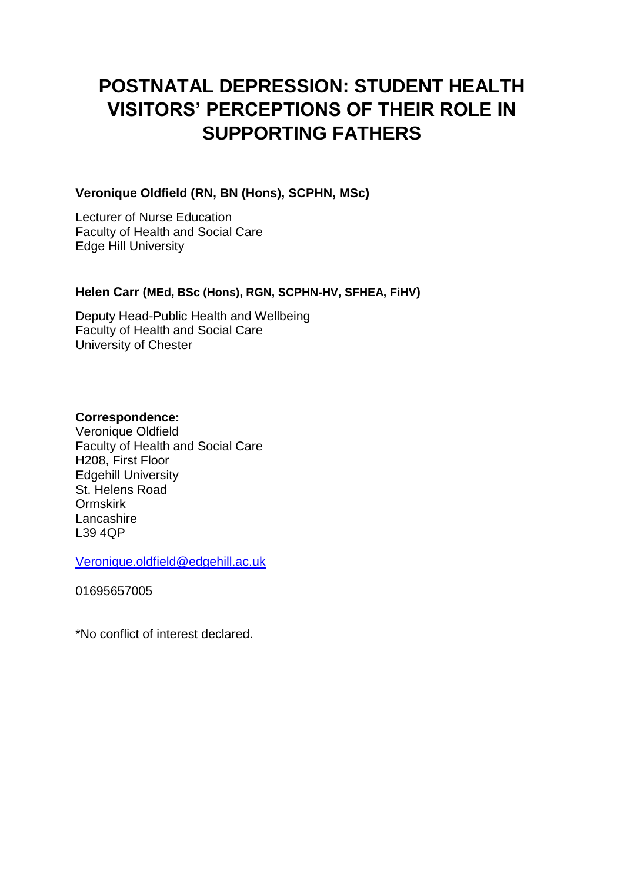# POSTNATAL DEPRESSION: STUDENT HEALTH VISITORS' PERCEPTIONS OF THEIR ROLE IN SUPPORTING FATHERS

**Veronique Oldfield (RN, BN (Hons), SCPHN, MSc)**

Lecturer of Nurse Education
Faculty of Health and Social Care
Edge Hill University

**Helen Carr (MEd, BSc (Hons), RGN, SCPHN-HV, SFHEA, FiHV)**

Deputy Head-Public Health and Wellbeing
Faculty of Health and Social Care
University of Chester

**Correspondence:**
Veronique Oldfield
Faculty of Health and Social Care
H208, First Floor
Edgehill University
St. Helens Road
Ormskirk
Lancashire
L39 4QP

Veronique.oldfield@edgehill.ac.uk

01695657005

*No conflict of interest declared.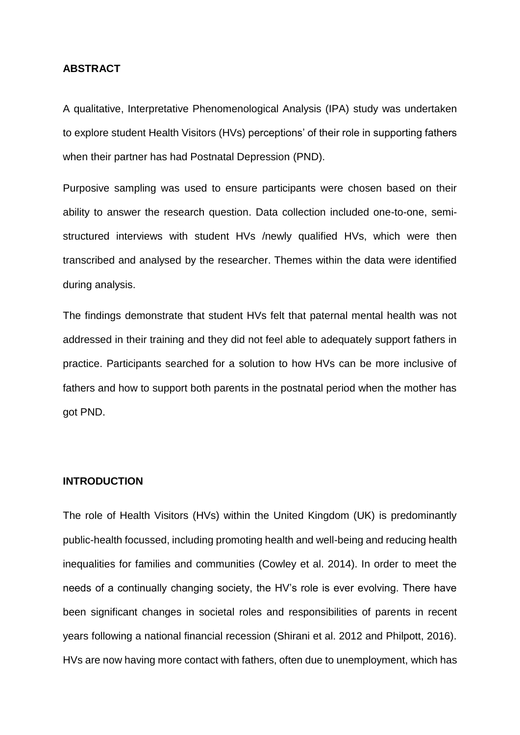## ABSTRACT

A qualitative, Interpretative Phenomenological Analysis (IPA) study was undertaken to explore student Health Visitors (HVs) perceptions' of their role in supporting fathers when their partner has had Postnatal Depression (PND).

Purposive sampling was used to ensure participants were chosen based on their ability to answer the research question. Data collection included one-to-one, semi-structured interviews with student HVs /newly qualified HVs, which were then transcribed and analysed by the researcher. Themes within the data were identified during analysis.

The findings demonstrate that student HVs felt that paternal mental health was not addressed in their training and they did not feel able to adequately support fathers in practice. Participants searched for a solution to how HVs can be more inclusive of fathers and how to support both parents in the postnatal period when the mother has got PND.

## INTRODUCTION

The role of Health Visitors (HVs) within the United Kingdom (UK) is predominantly public-health focussed, including promoting health and well-being and reducing health inequalities for families and communities (Cowley et al. 2014). In order to meet the needs of a continually changing society, the HV's role is ever evolving. There have been significant changes in societal roles and responsibilities of parents in recent years following a national financial recession (Shirani et al. 2012 and Philpott, 2016). HVs are now having more contact with fathers, often due to unemployment, which has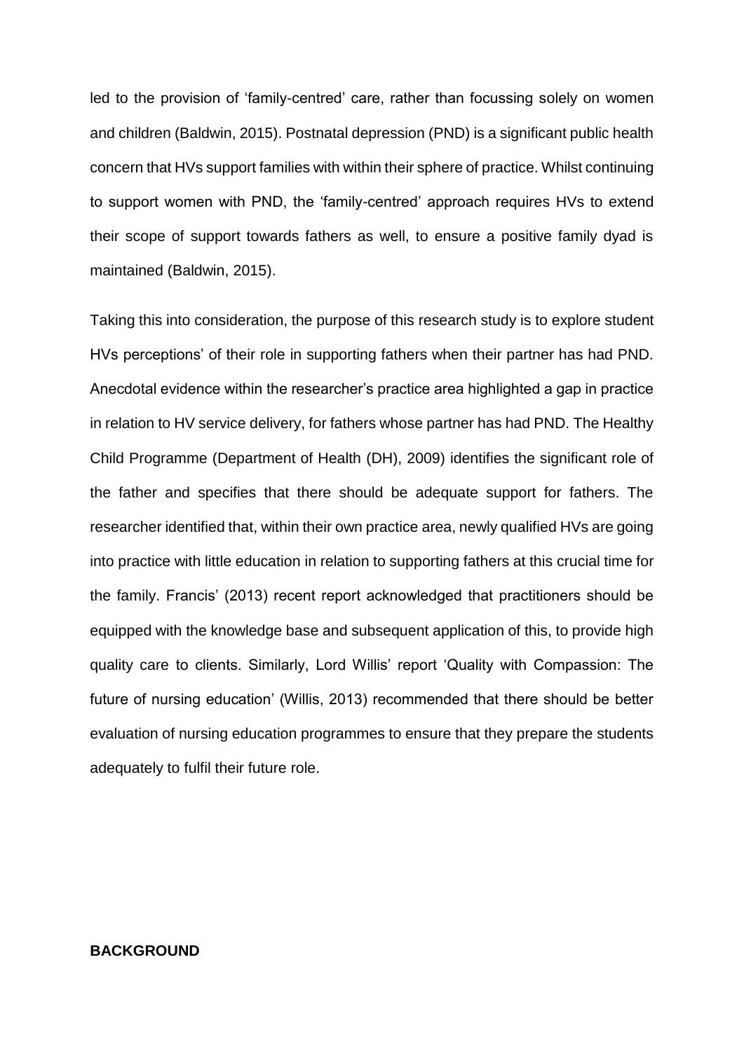led to the provision of 'family-centred' care, rather than focussing solely on women and children (Baldwin, 2015). Postnatal depression (PND) is a significant public health concern that HVs support families with within their sphere of practice. Whilst continuing to support women with PND, the 'family-centred' approach requires HVs to extend their scope of support towards fathers as well, to ensure a positive family dyad is maintained (Baldwin, 2015).

Taking this into consideration, the purpose of this research study is to explore student HVs perceptions' of their role in supporting fathers when their partner has had PND. Anecdotal evidence within the researcher's practice area highlighted a gap in practice in relation to HV service delivery, for fathers whose partner has had PND. The Healthy Child Programme (Department of Health (DH), 2009) identifies the significant role of the father and specifies that there should be adequate support for fathers. The researcher identified that, within their own practice area, newly qualified HVs are going into practice with little education in relation to supporting fathers at this crucial time for the family. Francis' (2013) recent report acknowledged that practitioners should be equipped with the knowledge base and subsequent application of this, to provide high quality care to clients. Similarly, Lord Willis' report 'Quality with Compassion: The future of nursing education' (Willis, 2013) recommended that there should be better evaluation of nursing education programmes to ensure that they prepare the students adequately to fulfil their future role.

**BACKGROUND**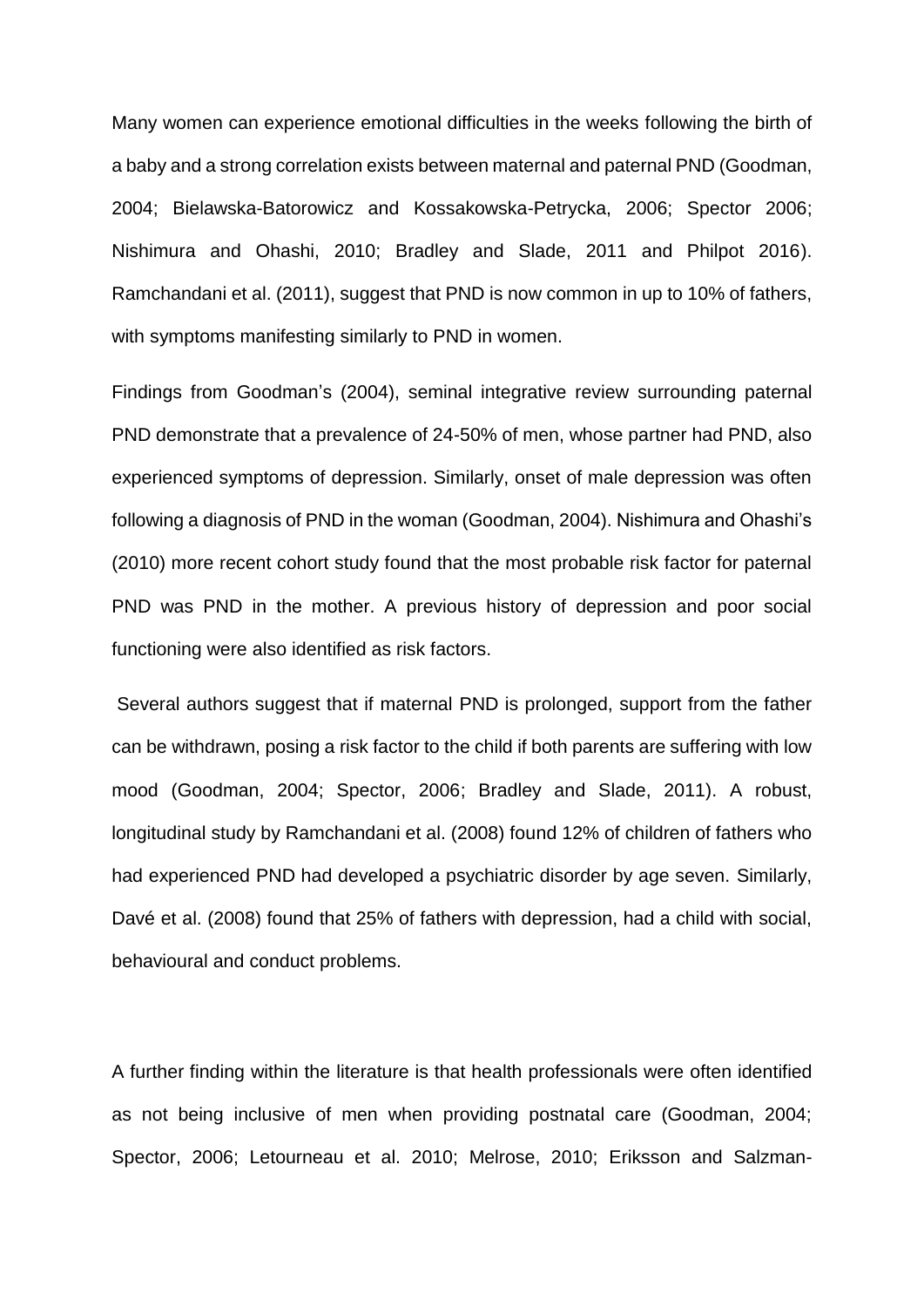Many women can experience emotional difficulties in the weeks following the birth of a baby and a strong correlation exists between maternal and paternal PND (Goodman, 2004; Bielawska-Batorowicz and Kossakowska-Petrycka, 2006; Spector 2006; Nishimura and Ohashi, 2010; Bradley and Slade, 2011 and Philpot 2016). Ramchandani et al. (2011), suggest that PND is now common in up to 10% of fathers, with symptoms manifesting similarly to PND in women.

Findings from Goodman's (2004), seminal integrative review surrounding paternal PND demonstrate that a prevalence of 24-50% of men, whose partner had PND, also experienced symptoms of depression. Similarly, onset of male depression was often following a diagnosis of PND in the woman (Goodman, 2004). Nishimura and Ohashi's (2010) more recent cohort study found that the most probable risk factor for paternal PND was PND in the mother. A previous history of depression and poor social functioning were also identified as risk factors.

Several authors suggest that if maternal PND is prolonged, support from the father can be withdrawn, posing a risk factor to the child if both parents are suffering with low mood (Goodman, 2004; Spector, 2006; Bradley and Slade, 2011). A robust, longitudinal study by Ramchandani et al. (2008) found 12% of children of fathers who had experienced PND had developed a psychiatric disorder by age seven. Similarly, Davé et al. (2008) found that 25% of fathers with depression, had a child with social, behavioural and conduct problems.

A further finding within the literature is that health professionals were often identified as not being inclusive of men when providing postnatal care (Goodman, 2004; Spector, 2006; Letourneau et al. 2010; Melrose, 2010; Eriksson and Salzman-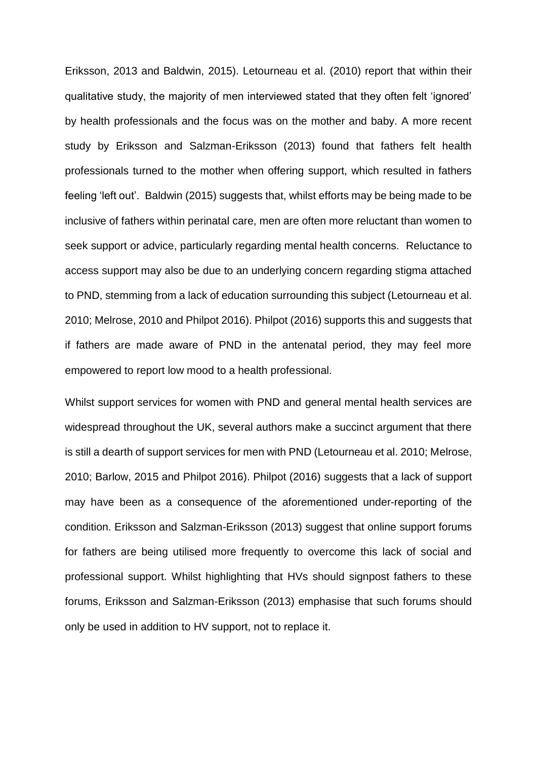Eriksson, 2013 and Baldwin, 2015). Letourneau et al. (2010) report that within their qualitative study, the majority of men interviewed stated that they often felt 'ignored' by health professionals and the focus was on the mother and baby. A more recent study by Eriksson and Salzman-Eriksson (2013) found that fathers felt health professionals turned to the mother when offering support, which resulted in fathers feeling 'left out'. Baldwin (2015) suggests that, whilst efforts may be being made to be inclusive of fathers within perinatal care, men are often more reluctant than women to seek support or advice, particularly regarding mental health concerns. Reluctance to access support may also be due to an underlying concern regarding stigma attached to PND, stemming from a lack of education surrounding this subject (Letourneau et al. 2010; Melrose, 2010 and Philpot 2016). Philpot (2016) supports this and suggests that if fathers are made aware of PND in the antenatal period, they may feel more empowered to report low mood to a health professional.

Whilst support services for women with PND and general mental health services are widespread throughout the UK, several authors make a succinct argument that there is still a dearth of support services for men with PND (Letourneau et al. 2010; Melrose, 2010; Barlow, 2015 and Philpot 2016). Philpot (2016) suggests that a lack of support may have been as a consequence of the aforementioned under-reporting of the condition. Eriksson and Salzman-Eriksson (2013) suggest that online support forums for fathers are being utilised more frequently to overcome this lack of social and professional support. Whilst highlighting that HVs should signpost fathers to these forums, Eriksson and Salzman-Eriksson (2013) emphasise that such forums should only be used in addition to HV support, not to replace it.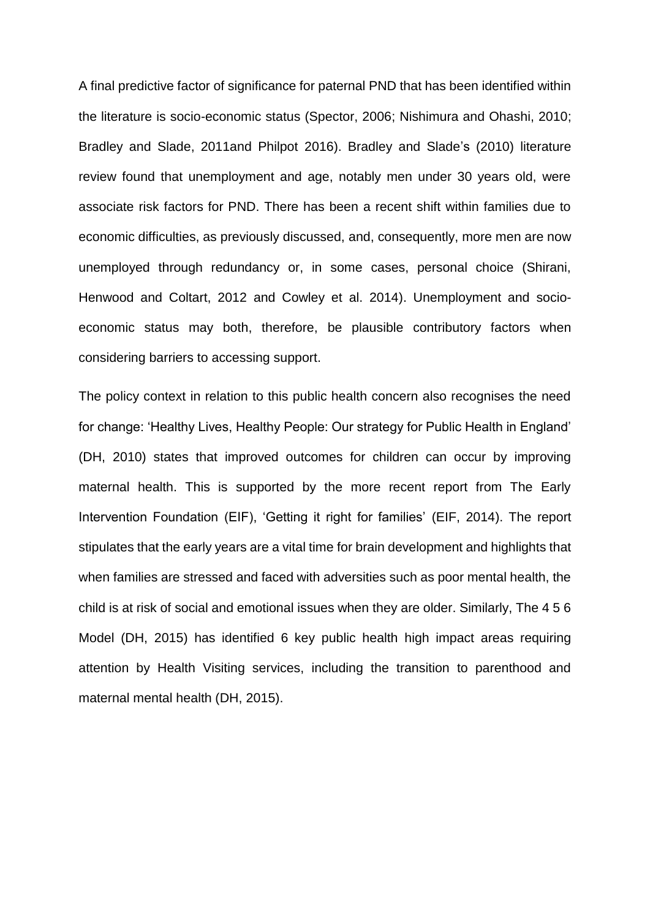A final predictive factor of significance for paternal PND that has been identified within the literature is socio-economic status (Spector, 2006; Nishimura and Ohashi, 2010; Bradley and Slade, 2011and Philpot 2016). Bradley and Slade's (2010) literature review found that unemployment and age, notably men under 30 years old, were associate risk factors for PND. There has been a recent shift within families due to economic difficulties, as previously discussed, and, consequently, more men are now unemployed through redundancy or, in some cases, personal choice (Shirani, Henwood and Coltart, 2012 and Cowley et al. 2014). Unemployment and socio-economic status may both, therefore, be plausible contributory factors when considering barriers to accessing support.

The policy context in relation to this public health concern also recognises the need for change: 'Healthy Lives, Healthy People: Our strategy for Public Health in England' (DH, 2010) states that improved outcomes for children can occur by improving maternal health. This is supported by the more recent report from The Early Intervention Foundation (EIF), 'Getting it right for families' (EIF, 2014). The report stipulates that the early years are a vital time for brain development and highlights that when families are stressed and faced with adversities such as poor mental health, the child is at risk of social and emotional issues when they are older. Similarly, The 4 5 6 Model (DH, 2015) has identified 6 key public health high impact areas requiring attention by Health Visiting services, including the transition to parenthood and maternal mental health (DH, 2015).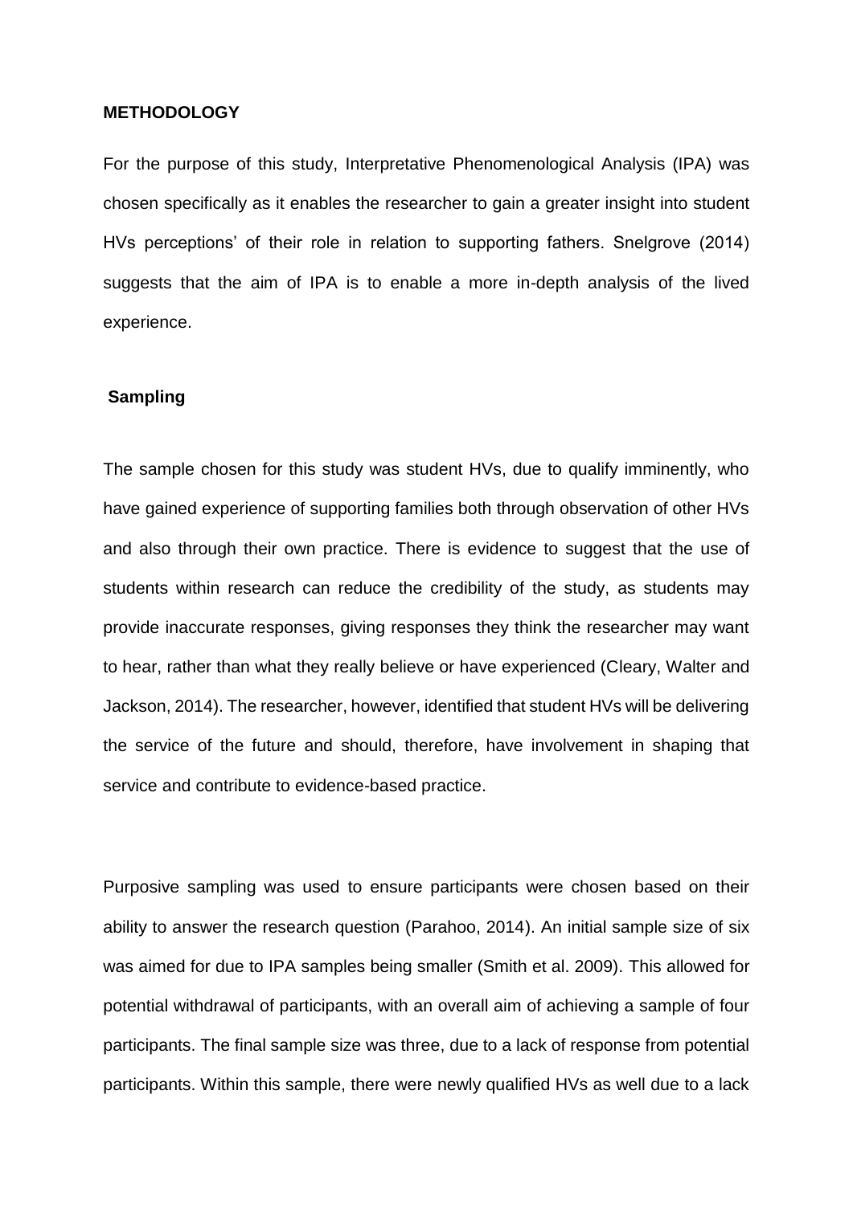## METHODOLOGY

For the purpose of this study, Interpretative Phenomenological Analysis (IPA) was chosen specifically as it enables the researcher to gain a greater insight into student HVs perceptions' of their role in relation to supporting fathers. Snelgrove (2014) suggests that the aim of IPA is to enable a more in-depth analysis of the lived experience.

### Sampling

The sample chosen for this study was student HVs, due to qualify imminently, who have gained experience of supporting families both through observation of other HVs and also through their own practice. There is evidence to suggest that the use of students within research can reduce the credibility of the study, as students may provide inaccurate responses, giving responses they think the researcher may want to hear, rather than what they really believe or have experienced (Cleary, Walter and Jackson, 2014). The researcher, however, identified that student HVs will be delivering the service of the future and should, therefore, have involvement in shaping that service and contribute to evidence-based practice.

Purposive sampling was used to ensure participants were chosen based on their ability to answer the research question (Parahoo, 2014). An initial sample size of six was aimed for due to IPA samples being smaller (Smith et al. 2009). This allowed for potential withdrawal of participants, with an overall aim of achieving a sample of four participants. The final sample size was three, due to a lack of response from potential participants. Within this sample, there were newly qualified HVs as well due to a lack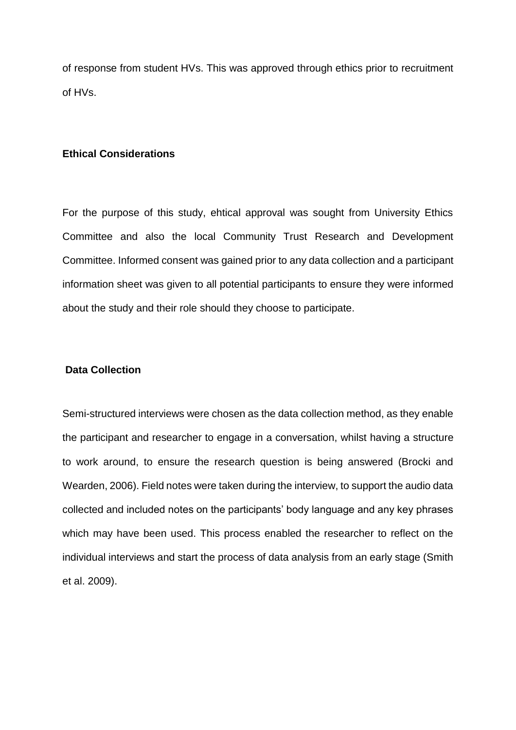of response from student HVs. This was approved through ethics prior to recruitment of HVs.

## Ethical Considerations

For the purpose of this study, ehtical approval was sought from University Ethics Committee and also the local Community Trust Research and Development Committee. Informed consent was gained prior to any data collection and a participant information sheet was given to all potential participants to ensure they were informed about the study and their role should they choose to participate.

## Data Collection

Semi-structured interviews were chosen as the data collection method, as they enable the participant and researcher to engage in a conversation, whilst having a structure to work around, to ensure the research question is being answered (Brocki and Wearden, 2006). Field notes were taken during the interview, to support the audio data collected and included notes on the participants' body language and any key phrases which may have been used. This process enabled the researcher to reflect on the individual interviews and start the process of data analysis from an early stage (Smith et al. 2009).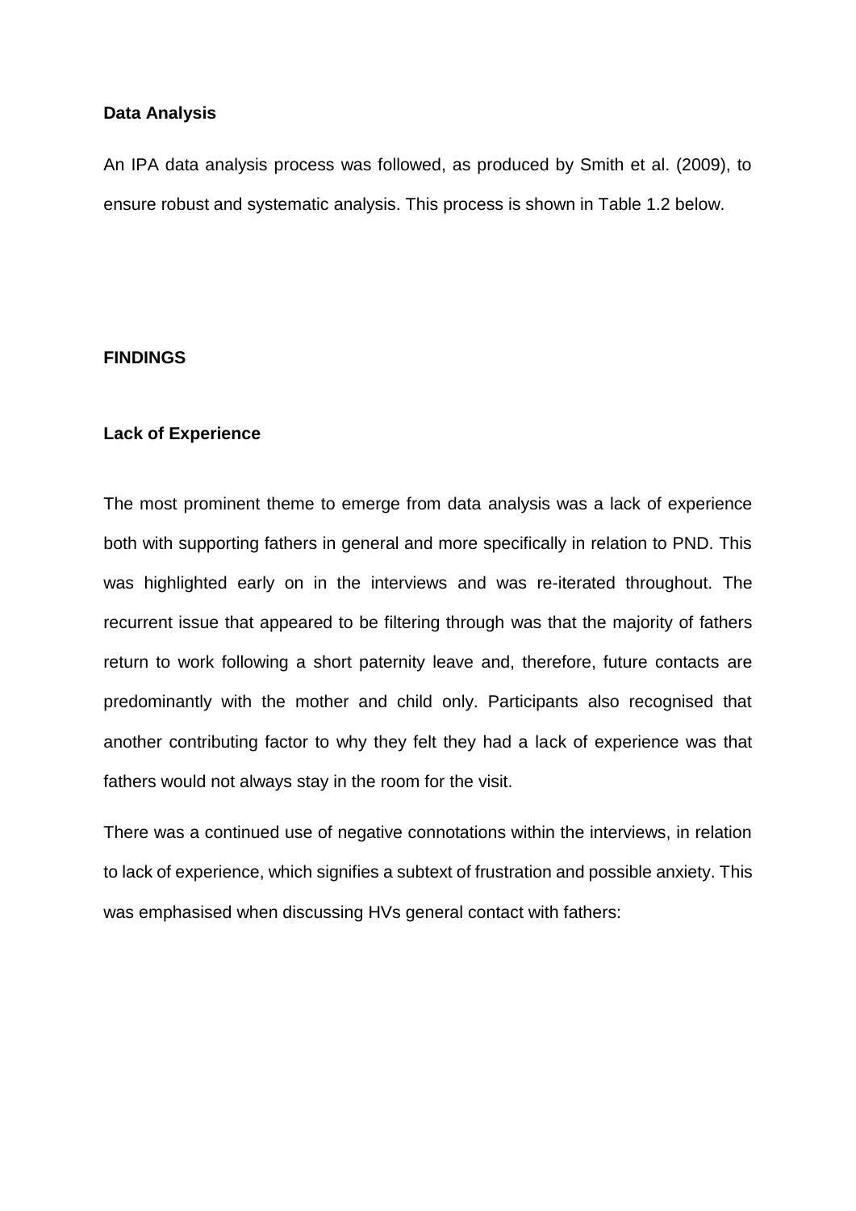### Data Analysis

An IPA data analysis process was followed, as produced by Smith et al. (2009), to ensure robust and systematic analysis. This process is shown in Table 1.2 below.

## FINDINGS

### Lack of Experience

The most prominent theme to emerge from data analysis was a lack of experience both with supporting fathers in general and more specifically in relation to PND. This was highlighted early on in the interviews and was re-iterated throughout. The recurrent issue that appeared to be filtering through was that the majority of fathers return to work following a short paternity leave and, therefore, future contacts are predominantly with the mother and child only. Participants also recognised that another contributing factor to why they felt they had a lack of experience was that fathers would not always stay in the room for the visit.

There was a continued use of negative connotations within the interviews, in relation to lack of experience, which signifies a subtext of frustration and possible anxiety. This was emphasised when discussing HVs general contact with fathers: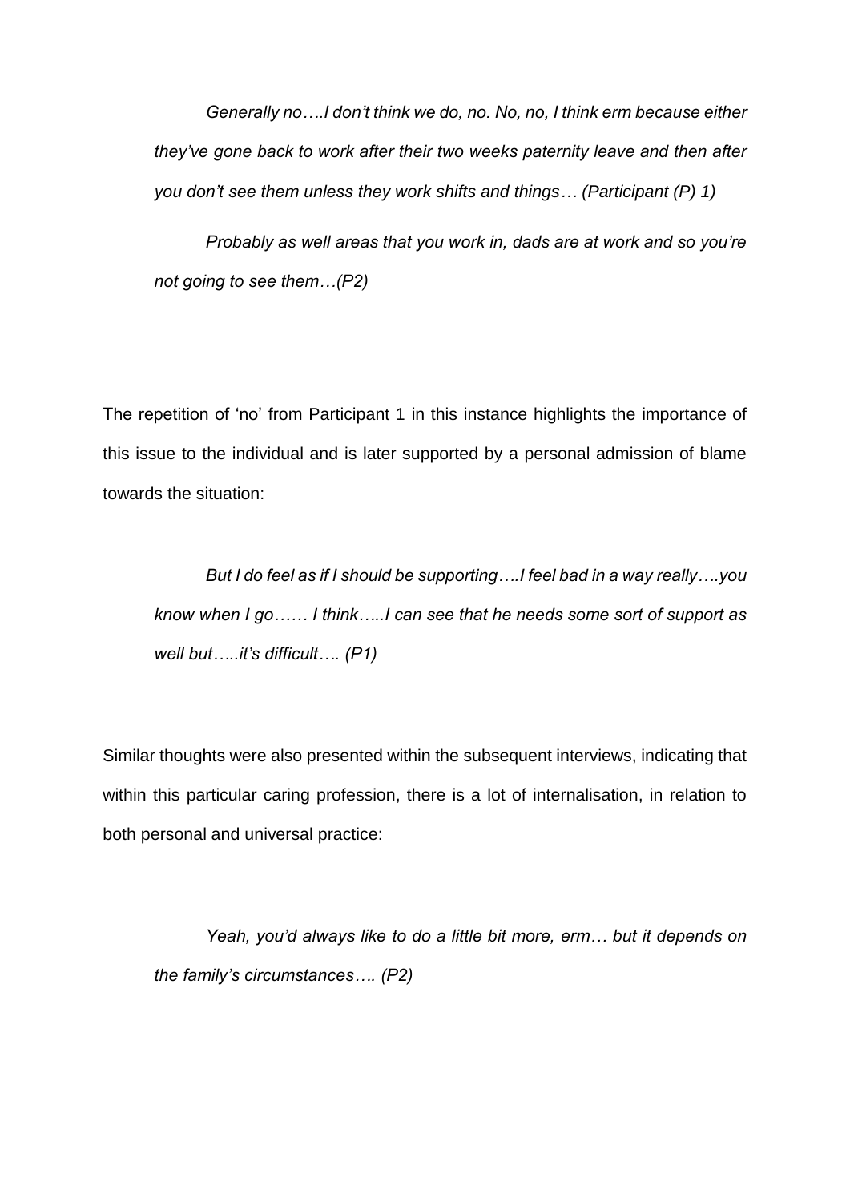> *Generally no….I don't think we do, no. No, no, I think erm because either they've gone back to work after their two weeks paternity leave and then after you don't see them unless they work shifts and things… (Participant (P) 1)*
>
> *Probably as well areas that you work in, dads are at work and so you're not going to see them…(P2)*

The repetition of 'no' from Participant 1 in this instance highlights the importance of this issue to the individual and is later supported by a personal admission of blame towards the situation:

> *But I do feel as if I should be supporting….I feel bad in a way really….you know when I go…… I think…..I can see that he needs some sort of support as well but…..it's difficult…. (P1)*

Similar thoughts were also presented within the subsequent interviews, indicating that within this particular caring profession, there is a lot of internalisation, in relation to both personal and universal practice:

> *Yeah, you'd always like to do a little bit more, erm… but it depends on the family's circumstances…. (P2)*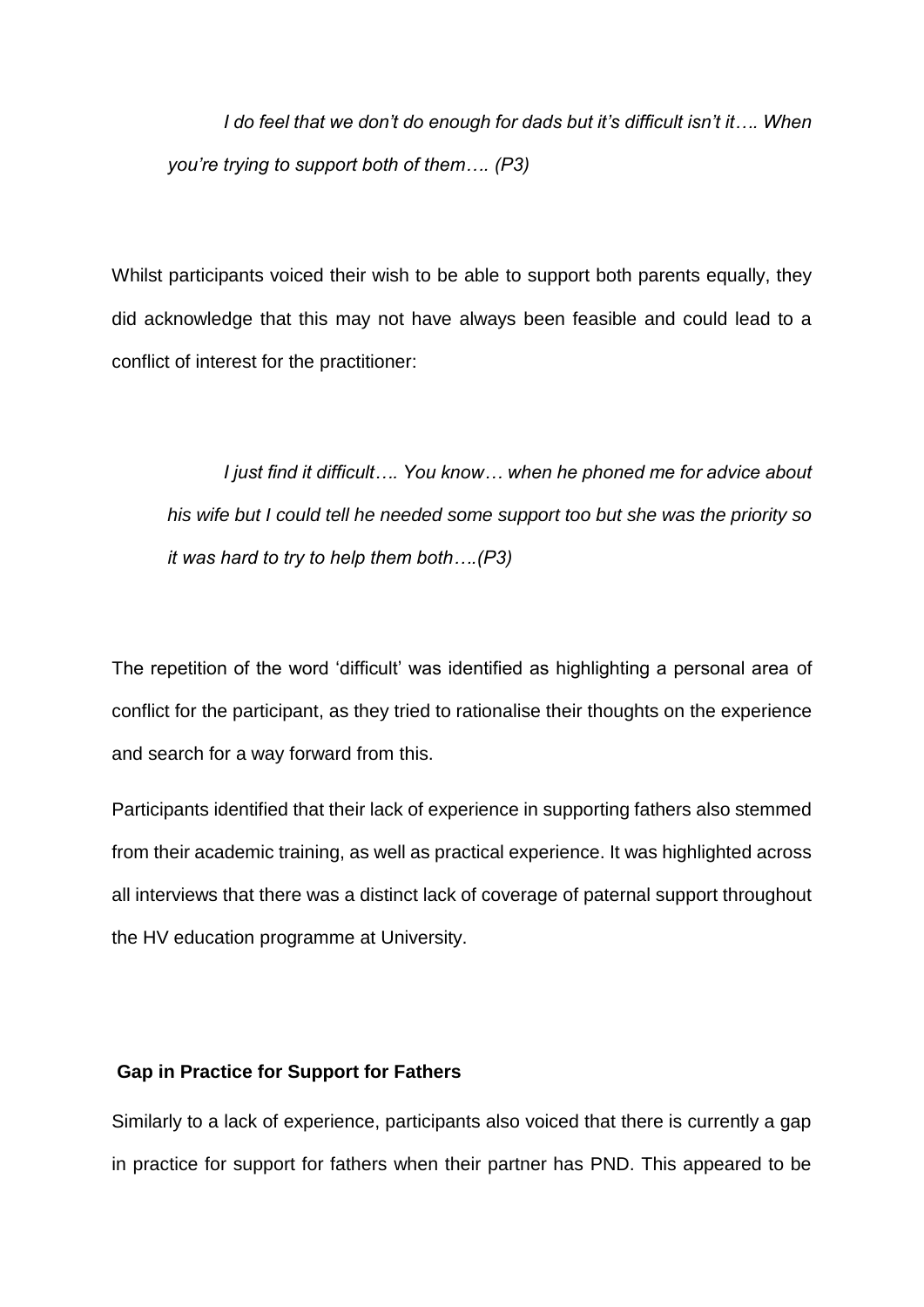*I do feel that we don't do enough for dads but it's difficult isn't it…. When you're trying to support both of them…. (P3)*

Whilst participants voiced their wish to be able to support both parents equally, they did acknowledge that this may not have always been feasible and could lead to a conflict of interest for the practitioner:

*I just find it difficult…. You know… when he phoned me for advice about his wife but I could tell he needed some support too but she was the priority so it was hard to try to help them both….(P3)*

The repetition of the word 'difficult' was identified as highlighting a personal area of conflict for the participant, as they tried to rationalise their thoughts on the experience and search for a way forward from this.

Participants identified that their lack of experience in supporting fathers also stemmed from their academic training, as well as practical experience. It was highlighted across all interviews that there was a distinct lack of coverage of paternal support throughout the HV education programme at University.

**Gap in Practice for Support for Fathers**

Similarly to a lack of experience, participants also voiced that there is currently a gap in practice for support for fathers when their partner has PND. This appeared to be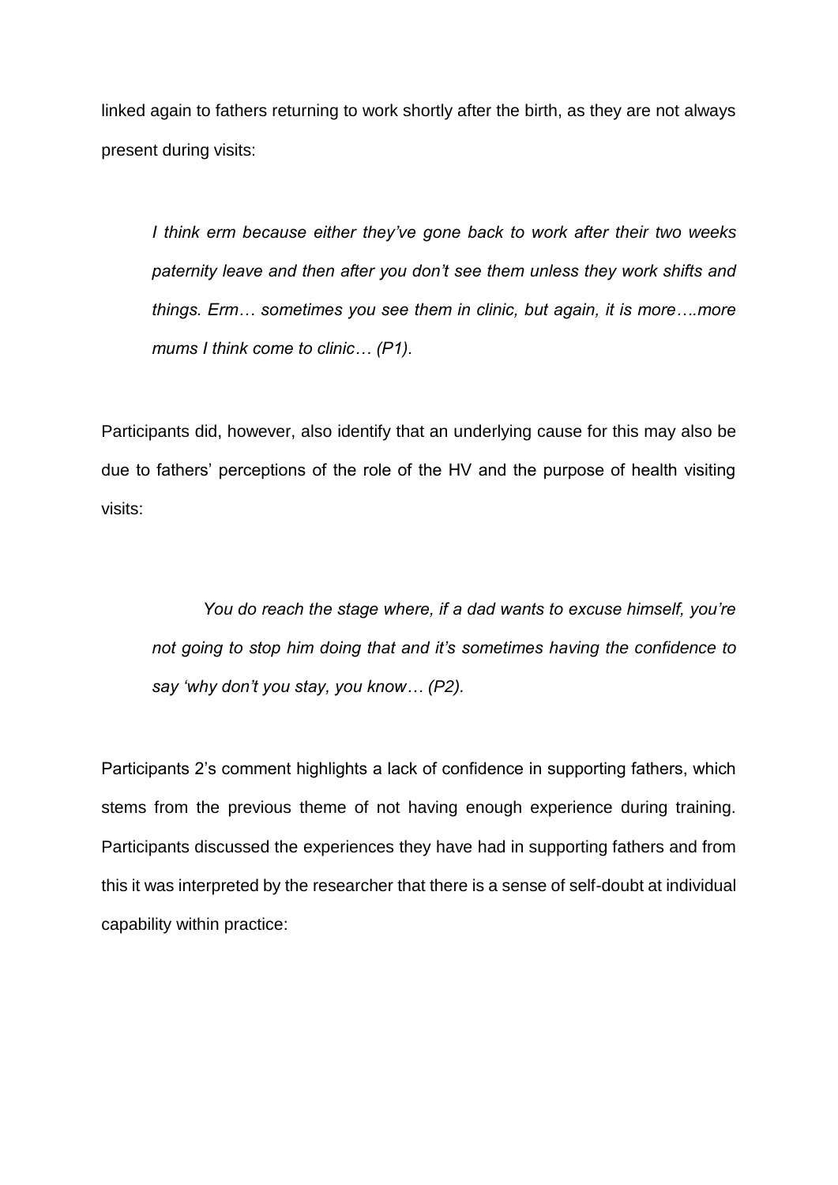linked again to fathers returning to work shortly after the birth, as they are not always present during visits:

> *I think erm because either they've gone back to work after their two weeks paternity leave and then after you don't see them unless they work shifts and things. Erm… sometimes you see them in clinic, but again, it is more….more mums I think come to clinic… (P1).*

Participants did, however, also identify that an underlying cause for this may also be due to fathers' perceptions of the role of the HV and the purpose of health visiting visits:

> *You do reach the stage where, if a dad wants to excuse himself, you're not going to stop him doing that and it's sometimes having the confidence to say 'why don't you stay, you know… (P2).*

Participants 2's comment highlights a lack of confidence in supporting fathers, which stems from the previous theme of not having enough experience during training. Participants discussed the experiences they have had in supporting fathers and from this it was interpreted by the researcher that there is a sense of self-doubt at individual capability within practice: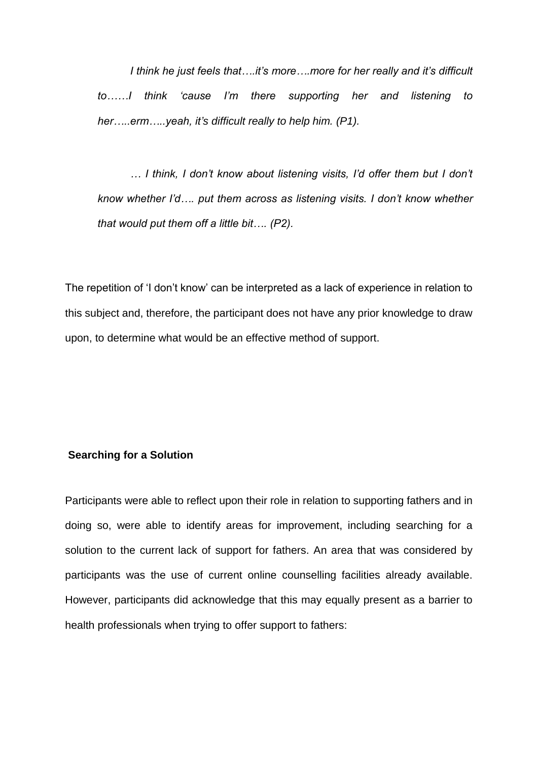> *I think he just feels that….it's more….more for her really and it's difficult to……I think 'cause I'm there supporting her and listening to her…..erm…..yeah, it's difficult really to help him. (P1).*

> *… I think, I don't know about listening visits, I'd offer them but I don't know whether I'd…. put them across as listening visits. I don't know whether that would put them off a little bit…. (P2).*

The repetition of 'I don't know' can be interpreted as a lack of experience in relation to this subject and, therefore, the participant does not have any prior knowledge to draw upon, to determine what would be an effective method of support.

**Searching for a Solution**

Participants were able to reflect upon their role in relation to supporting fathers and in doing so, were able to identify areas for improvement, including searching for a solution to the current lack of support for fathers. An area that was considered by participants was the use of current online counselling facilities already available. However, participants did acknowledge that this may equally present as a barrier to health professionals when trying to offer support to fathers: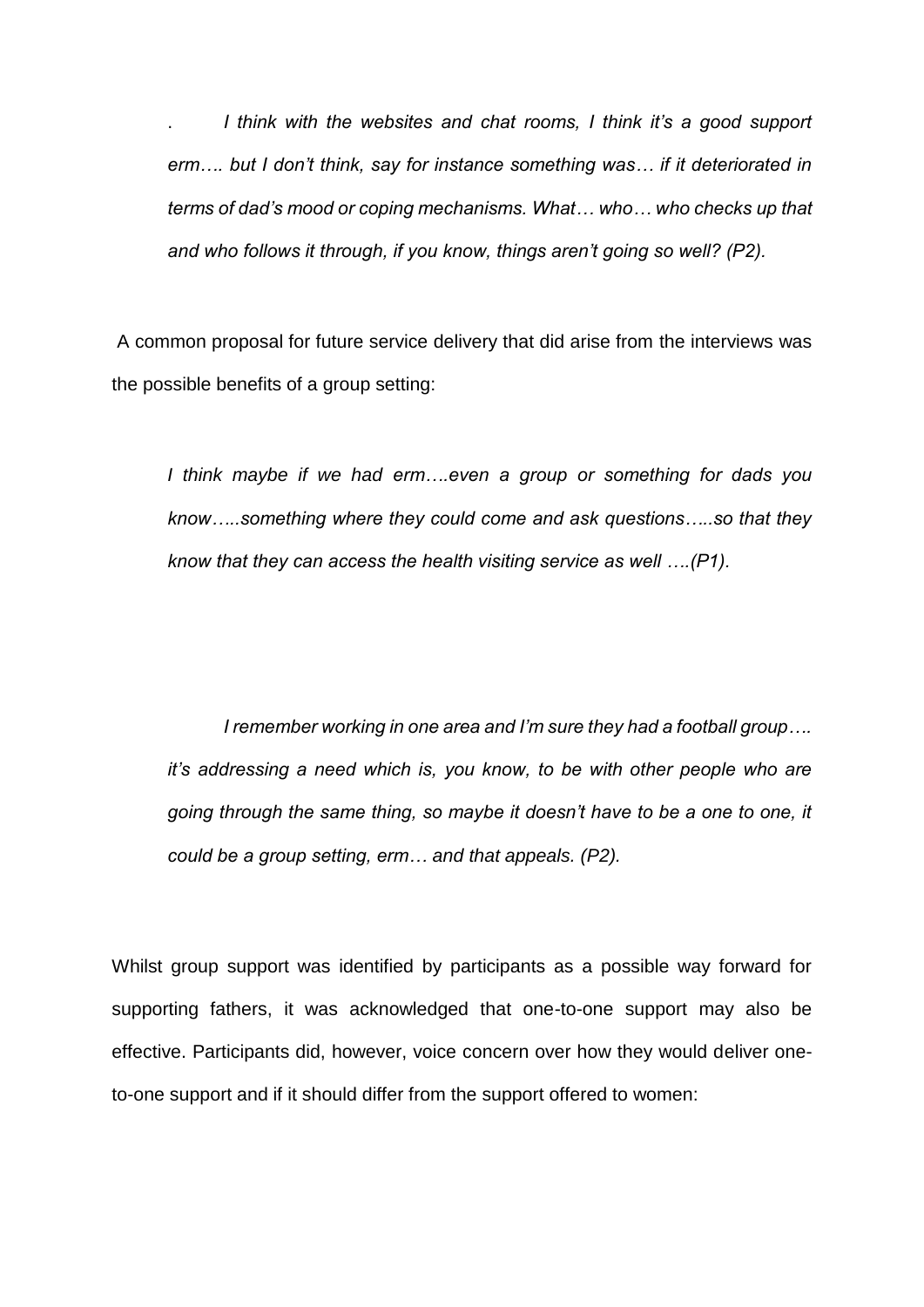. *I think with the websites and chat rooms, I think it's a good support erm…. but I don't think, say for instance something was… if it deteriorated in terms of dad's mood or coping mechanisms. What… who… who checks up that and who follows it through, if you know, things aren't going so well? (P2).*

A common proposal for future service delivery that did arise from the interviews was the possible benefits of a group setting:

> *I think maybe if we had erm….even a group or something for dads you know…..something where they could come and ask questions…..so that they know that they can access the health visiting service as well ….(P1).*

> *I remember working in one area and I'm sure they had a football group…. it's addressing a need which is, you know, to be with other people who are going through the same thing, so maybe it doesn't have to be a one to one, it could be a group setting, erm… and that appeals. (P2).*

Whilst group support was identified by participants as a possible way forward for supporting fathers, it was acknowledged that one-to-one support may also be effective. Participants did, however, voice concern over how they would deliver one-to-one support and if it should differ from the support offered to women: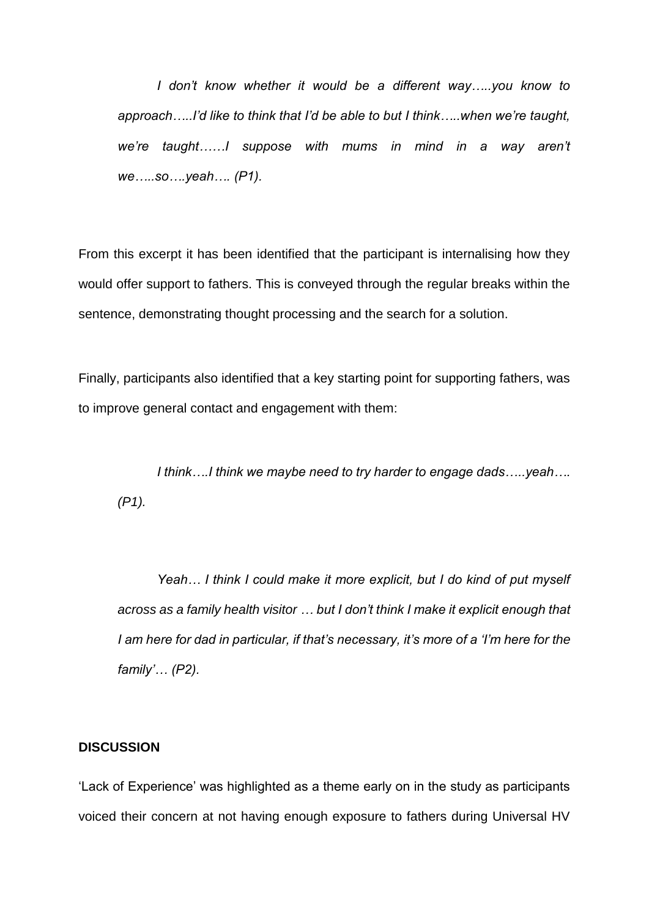> *I don't know whether it would be a different way…..you know to approach…..I'd like to think that I'd be able to but I think…..when we're taught, we're taught……I suppose with mums in mind in a way aren't we…..so….yeah…. (P1).*

From this excerpt it has been identified that the participant is internalising how they would offer support to fathers. This is conveyed through the regular breaks within the sentence, demonstrating thought processing and the search for a solution.

Finally, participants also identified that a key starting point for supporting fathers, was to improve general contact and engagement with them:

> *I think….I think we maybe need to try harder to engage dads…..yeah…. (P1).*

> *Yeah… I think I could make it more explicit, but I do kind of put myself across as a family health visitor … but I don't think I make it explicit enough that I am here for dad in particular, if that's necessary, it's more of a 'I'm here for the family'… (P2).*

**DISCUSSION**

'Lack of Experience' was highlighted as a theme early on in the study as participants voiced their concern at not having enough exposure to fathers during Universal HV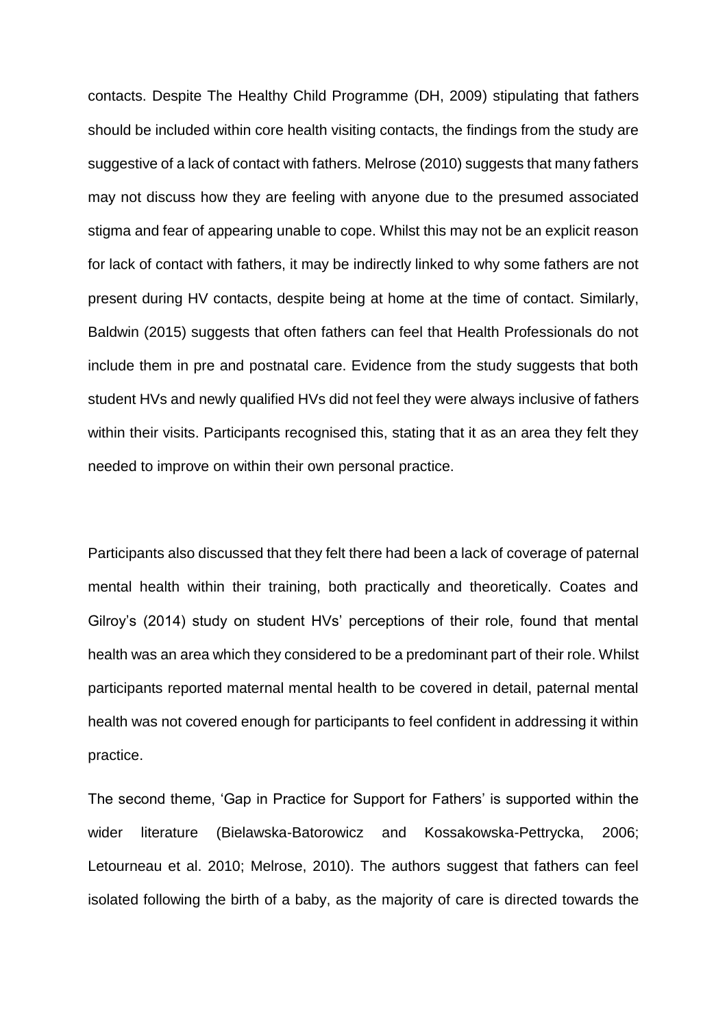contacts. Despite The Healthy Child Programme (DH, 2009) stipulating that fathers should be included within core health visiting contacts, the findings from the study are suggestive of a lack of contact with fathers. Melrose (2010) suggests that many fathers may not discuss how they are feeling with anyone due to the presumed associated stigma and fear of appearing unable to cope. Whilst this may not be an explicit reason for lack of contact with fathers, it may be indirectly linked to why some fathers are not present during HV contacts, despite being at home at the time of contact. Similarly, Baldwin (2015) suggests that often fathers can feel that Health Professionals do not include them in pre and postnatal care. Evidence from the study suggests that both student HVs and newly qualified HVs did not feel they were always inclusive of fathers within their visits. Participants recognised this, stating that it as an area they felt they needed to improve on within their own personal practice.

Participants also discussed that they felt there had been a lack of coverage of paternal mental health within their training, both practically and theoretically. Coates and Gilroy's (2014) study on student HVs' perceptions of their role, found that mental health was an area which they considered to be a predominant part of their role. Whilst participants reported maternal mental health to be covered in detail, paternal mental health was not covered enough for participants to feel confident in addressing it within practice.

The second theme, 'Gap in Practice for Support for Fathers' is supported within the wider literature (Bielawska-Batorowicz and Kossakowska-Pettrycka, 2006; Letourneau et al. 2010; Melrose, 2010). The authors suggest that fathers can feel isolated following the birth of a baby, as the majority of care is directed towards the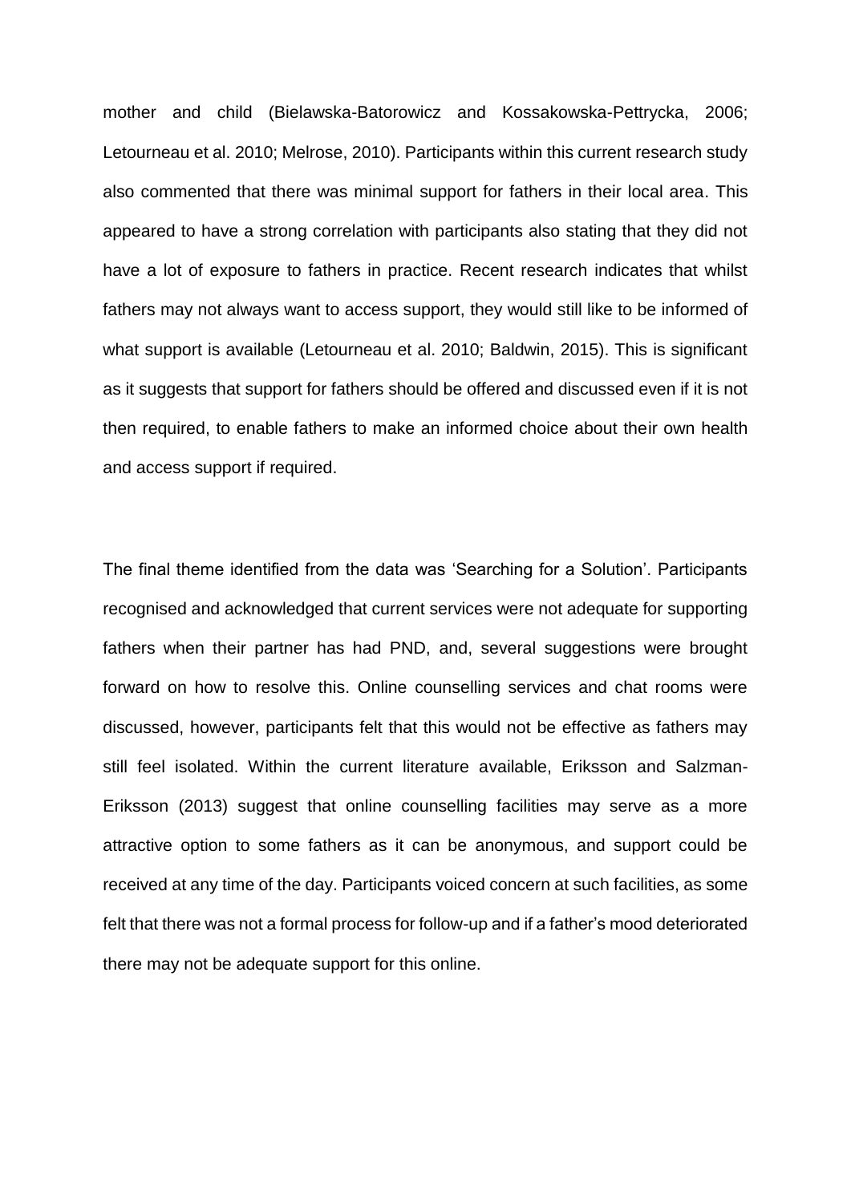mother and child (Bielawska-Batorowicz and Kossakowska-Pettrycka, 2006; Letourneau et al. 2010; Melrose, 2010). Participants within this current research study also commented that there was minimal support for fathers in their local area. This appeared to have a strong correlation with participants also stating that they did not have a lot of exposure to fathers in practice. Recent research indicates that whilst fathers may not always want to access support, they would still like to be informed of what support is available (Letourneau et al. 2010; Baldwin, 2015). This is significant as it suggests that support for fathers should be offered and discussed even if it is not then required, to enable fathers to make an informed choice about their own health and access support if required.

The final theme identified from the data was 'Searching for a Solution'. Participants recognised and acknowledged that current services were not adequate for supporting fathers when their partner has had PND, and, several suggestions were brought forward on how to resolve this. Online counselling services and chat rooms were discussed, however, participants felt that this would not be effective as fathers may still feel isolated. Within the current literature available, Eriksson and Salzman-Eriksson (2013) suggest that online counselling facilities may serve as a more attractive option to some fathers as it can be anonymous, and support could be received at any time of the day. Participants voiced concern at such facilities, as some felt that there was not a formal process for follow-up and if a father's mood deteriorated there may not be adequate support for this online.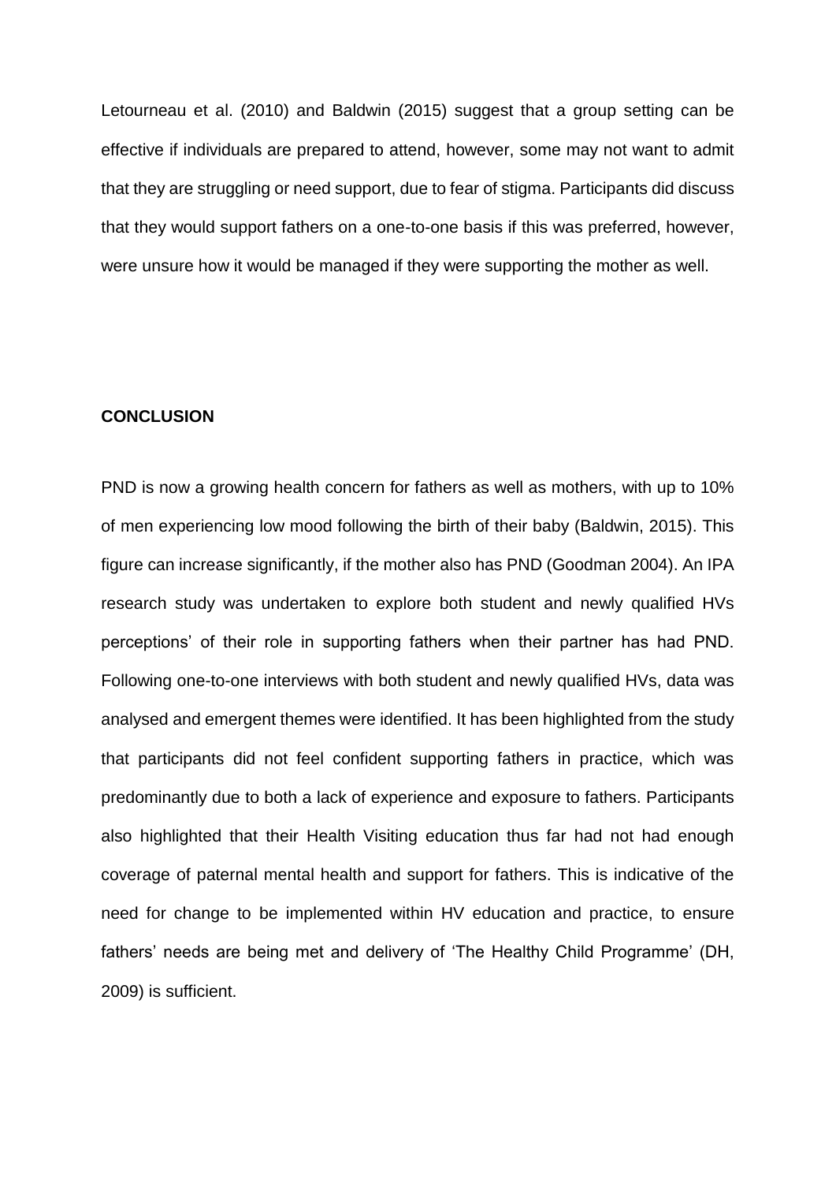Letourneau et al. (2010) and Baldwin (2015) suggest that a group setting can be effective if individuals are prepared to attend, however, some may not want to admit that they are struggling or need support, due to fear of stigma. Participants did discuss that they would support fathers on a one-to-one basis if this was preferred, however, were unsure how it would be managed if they were supporting the mother as well.

## CONCLUSION

PND is now a growing health concern for fathers as well as mothers, with up to 10% of men experiencing low mood following the birth of their baby (Baldwin, 2015). This figure can increase significantly, if the mother also has PND (Goodman 2004). An IPA research study was undertaken to explore both student and newly qualified HVs perceptions' of their role in supporting fathers when their partner has had PND. Following one-to-one interviews with both student and newly qualified HVs, data was analysed and emergent themes were identified. It has been highlighted from the study that participants did not feel confident supporting fathers in practice, which was predominantly due to both a lack of experience and exposure to fathers. Participants also highlighted that their Health Visiting education thus far had not had enough coverage of paternal mental health and support for fathers. This is indicative of the need for change to be implemented within HV education and practice, to ensure fathers' needs are being met and delivery of 'The Healthy Child Programme' (DH, 2009) is sufficient.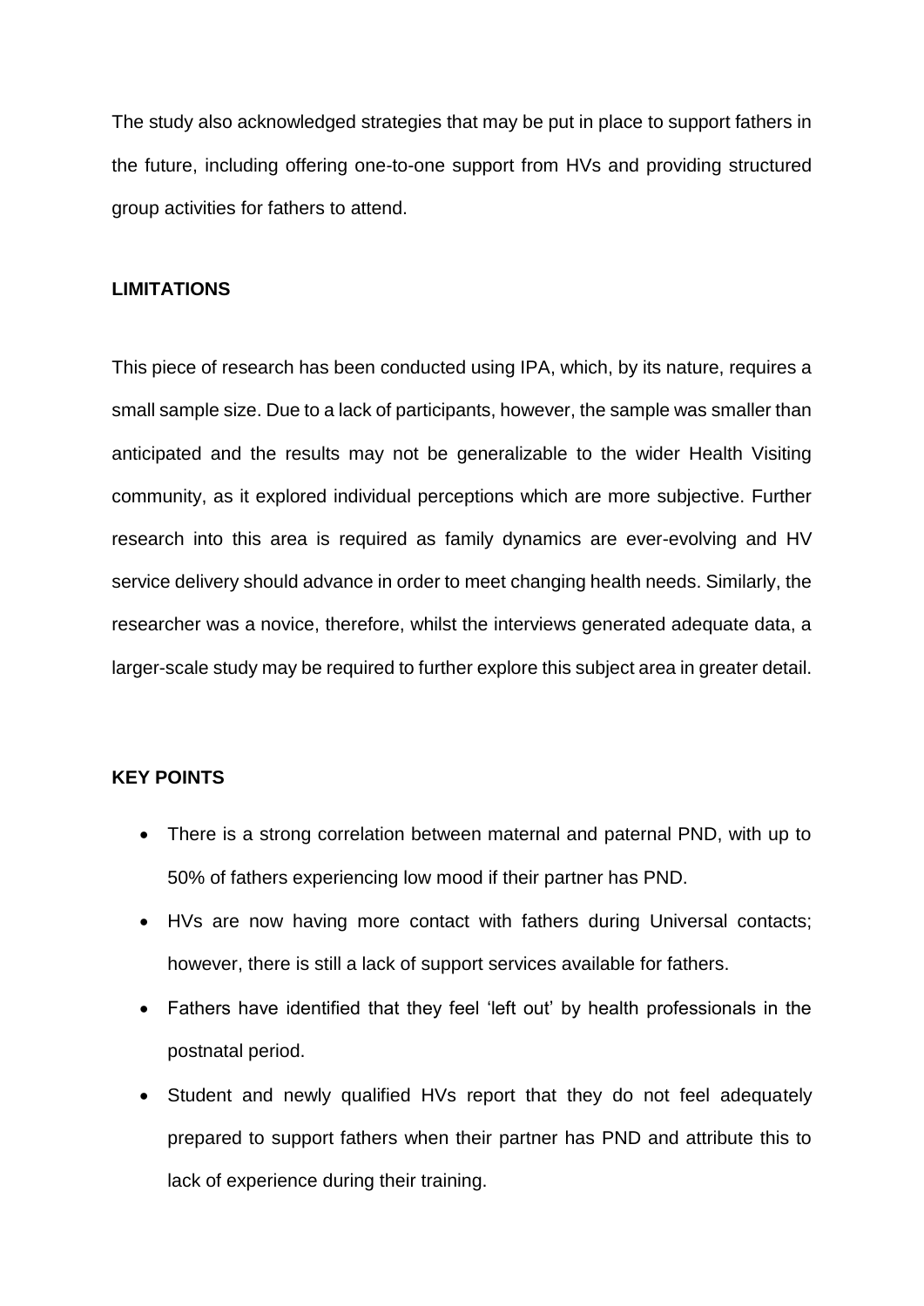The study also acknowledged strategies that may be put in place to support fathers in the future, including offering one-to-one support from HVs and providing structured group activities for fathers to attend.

## LIMITATIONS

This piece of research has been conducted using IPA, which, by its nature, requires a small sample size. Due to a lack of participants, however, the sample was smaller than anticipated and the results may not be generalizable to the wider Health Visiting community, as it explored individual perceptions which are more subjective. Further research into this area is required as family dynamics are ever-evolving and HV service delivery should advance in order to meet changing health needs. Similarly, the researcher was a novice, therefore, whilst the interviews generated adequate data, a larger-scale study may be required to further explore this subject area in greater detail.

## KEY POINTS

- There is a strong correlation between maternal and paternal PND, with up to 50% of fathers experiencing low mood if their partner has PND.
- HVs are now having more contact with fathers during Universal contacts; however, there is still a lack of support services available for fathers.
- Fathers have identified that they feel 'left out' by health professionals in the postnatal period.
- Student and newly qualified HVs report that they do not feel adequately prepared to support fathers when their partner has PND and attribute this to lack of experience during their training.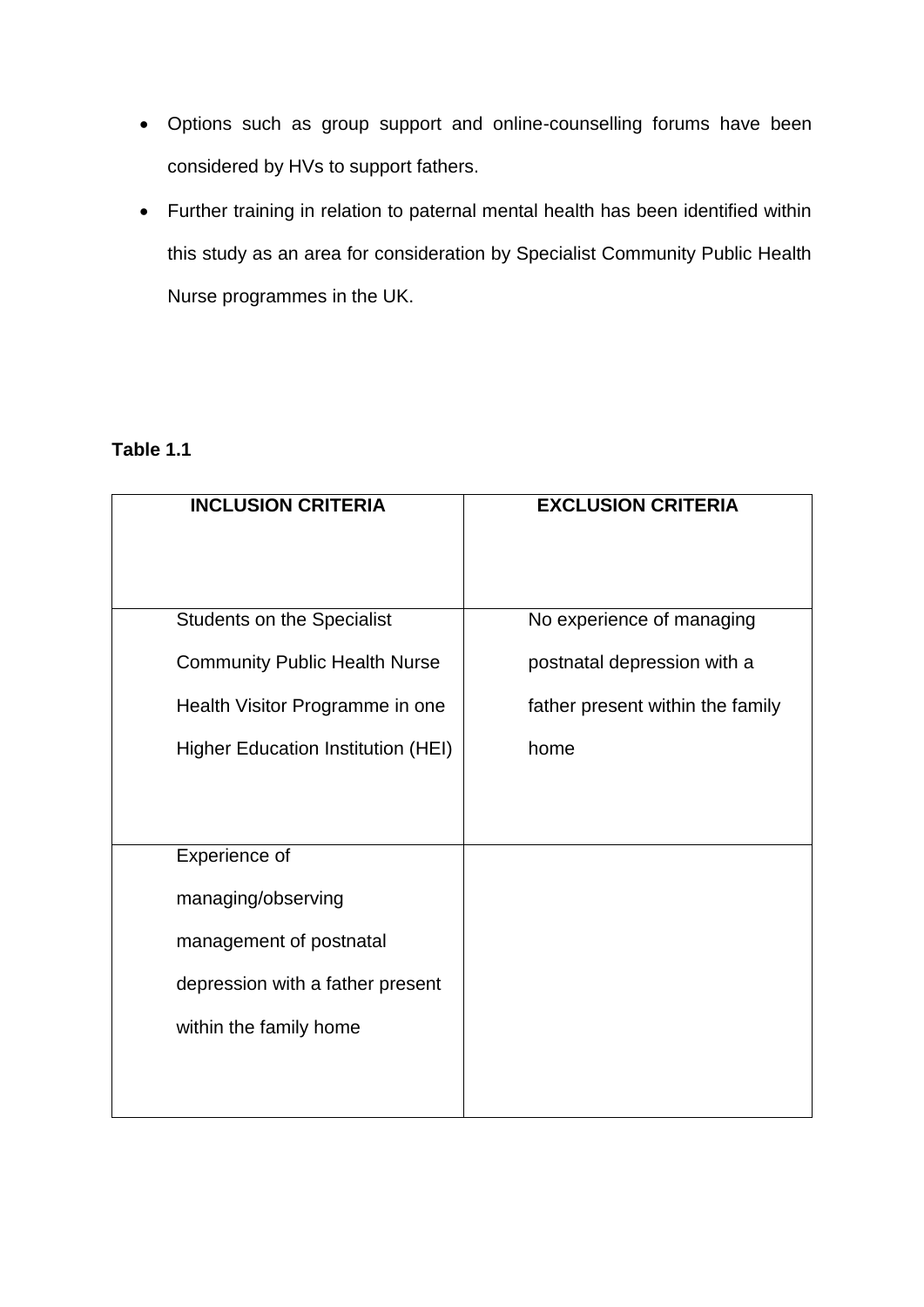- Options such as group support and online-counselling forums have been considered by HVs to support fathers.
- Further training in relation to paternal mental health has been identified within this study as an area for consideration by Specialist Community Public Health Nurse programmes in the UK.

**Table 1.1**

| INCLUSION CRITERIA | EXCLUSION CRITERIA |
| --- | --- |
| Students on the Specialist Community Public Health Nurse Health Visitor Programme in one Higher Education Institution (HEI) | No experience of managing postnatal depression with a father present within the family home |
| Experience of managing/observing management of postnatal depression with a father present within the family home | |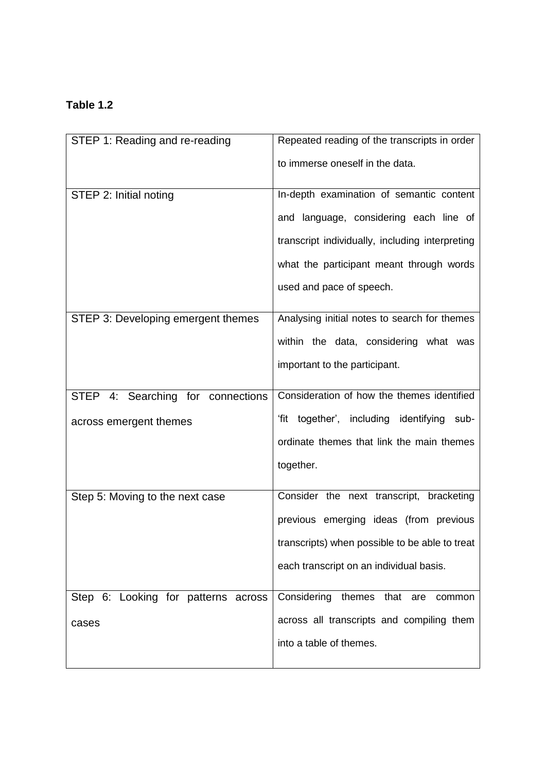**Table 1.2**

| | |
|---|---|
| STEP 1: Reading and re-reading | Repeated reading of the transcripts in order to immerse oneself in the data. |
| STEP 2: Initial noting | In-depth examination of semantic content and language, considering each line of transcript individually, including interpreting what the participant meant through words used and pace of speech. |
| STEP 3: Developing emergent themes | Analysing initial notes to search for themes within the data, considering what was important to the participant. |
| STEP 4: Searching for connections across emergent themes | Consideration of how the themes identified 'fit together', including identifying sub-ordinate themes that link the main themes together. |
| Step 5: Moving to the next case | Consider the next transcript, bracketing previous emerging ideas (from previous transcripts) when possible to be able to treat each transcript on an individual basis. |
| Step 6: Looking for patterns across cases | Considering themes that are common across all transcripts and compiling them into a table of themes. |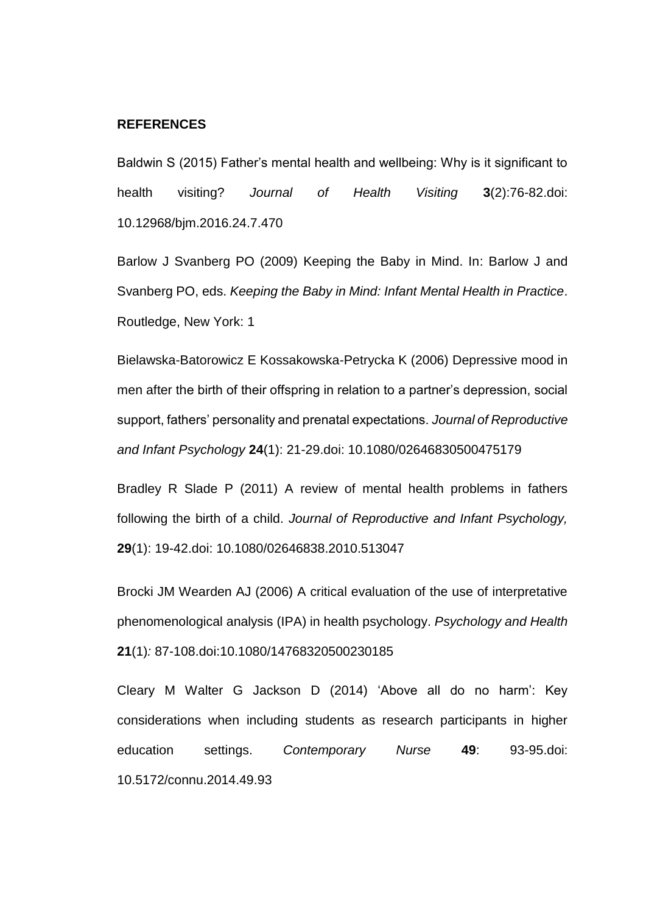**REFERENCES**

Baldwin S (2015) Father's mental health and wellbeing: Why is it significant to health visiting? *Journal of Health Visiting* **3**(2):76-82.doi: 10.12968/bjm.2016.24.7.470

Barlow J Svanberg PO (2009) Keeping the Baby in Mind. In: Barlow J and Svanberg PO, eds. *Keeping the Baby in Mind: Infant Mental Health in Practice*. Routledge, New York: 1

Bielawska-Batorowicz E Kossakowska-Petrycka K (2006) Depressive mood in men after the birth of their offspring in relation to a partner's depression, social support, fathers' personality and prenatal expectations. *Journal of Reproductive and Infant Psychology* **24**(1): 21-29.doi: 10.1080/02646830500475179

Bradley R Slade P (2011) A review of mental health problems in fathers following the birth of a child. *Journal of Reproductive and Infant Psychology,* **29**(1): 19-42.doi: 10.1080/02646838.2010.513047

Brocki JM Wearden AJ (2006) A critical evaluation of the use of interpretative phenomenological analysis (IPA) in health psychology. *Psychology and Health* **21**(1)*:* 87-108.doi:10.1080/14768320500230185

Cleary M Walter G Jackson D (2014) 'Above all do no harm': Key considerations when including students as research participants in higher education settings. *Contemporary Nurse* **49**: 93-95.doi: 10.5172/connu.2014.49.93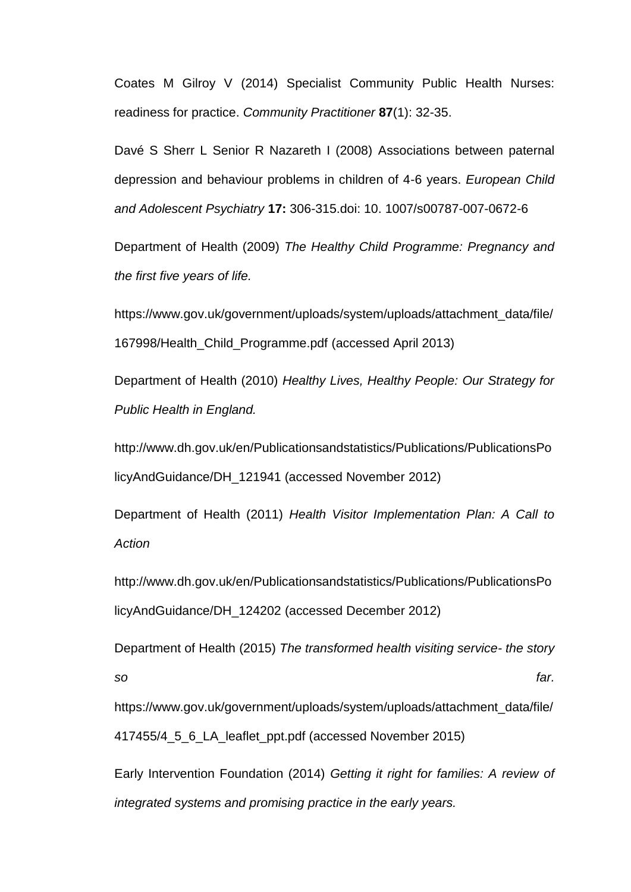Coates M Gilroy V (2014) Specialist Community Public Health Nurses: readiness for practice. *Community Practitioner* **87**(1): 32-35.

Davé S Sherr L Senior R Nazareth I (2008) Associations between paternal depression and behaviour problems in children of 4-6 years. *European Child and Adolescent Psychiatry* **17:** 306-315.doi: 10. 1007/s00787-007-0672-6

Department of Health (2009) *The Healthy Child Programme: Pregnancy and the first five years of life.*

https://www.gov.uk/government/uploads/system/uploads/attachment_data/file/167998/Health_Child_Programme.pdf (accessed April 2013)

Department of Health (2010) *Healthy Lives, Healthy People: Our Strategy for Public Health in England.*

http://www.dh.gov.uk/en/Publicationsandstatistics/Publications/PublicationsPolicyAndGuidance/DH_121941 (accessed November 2012)

Department of Health (2011) *Health Visitor Implementation Plan: A Call to Action*

http://www.dh.gov.uk/en/Publicationsandstatistics/Publications/PublicationsPolicyAndGuidance/DH_124202 (accessed December 2012)

Department of Health (2015) *The transformed health visiting service- the story so far.* https://www.gov.uk/government/uploads/system/uploads/attachment_data/file/417455/4_5_6_LA_leaflet_ppt.pdf (accessed November 2015)

Early Intervention Foundation (2014) *Getting it right for families: A review of integrated systems and promising practice in the early years.*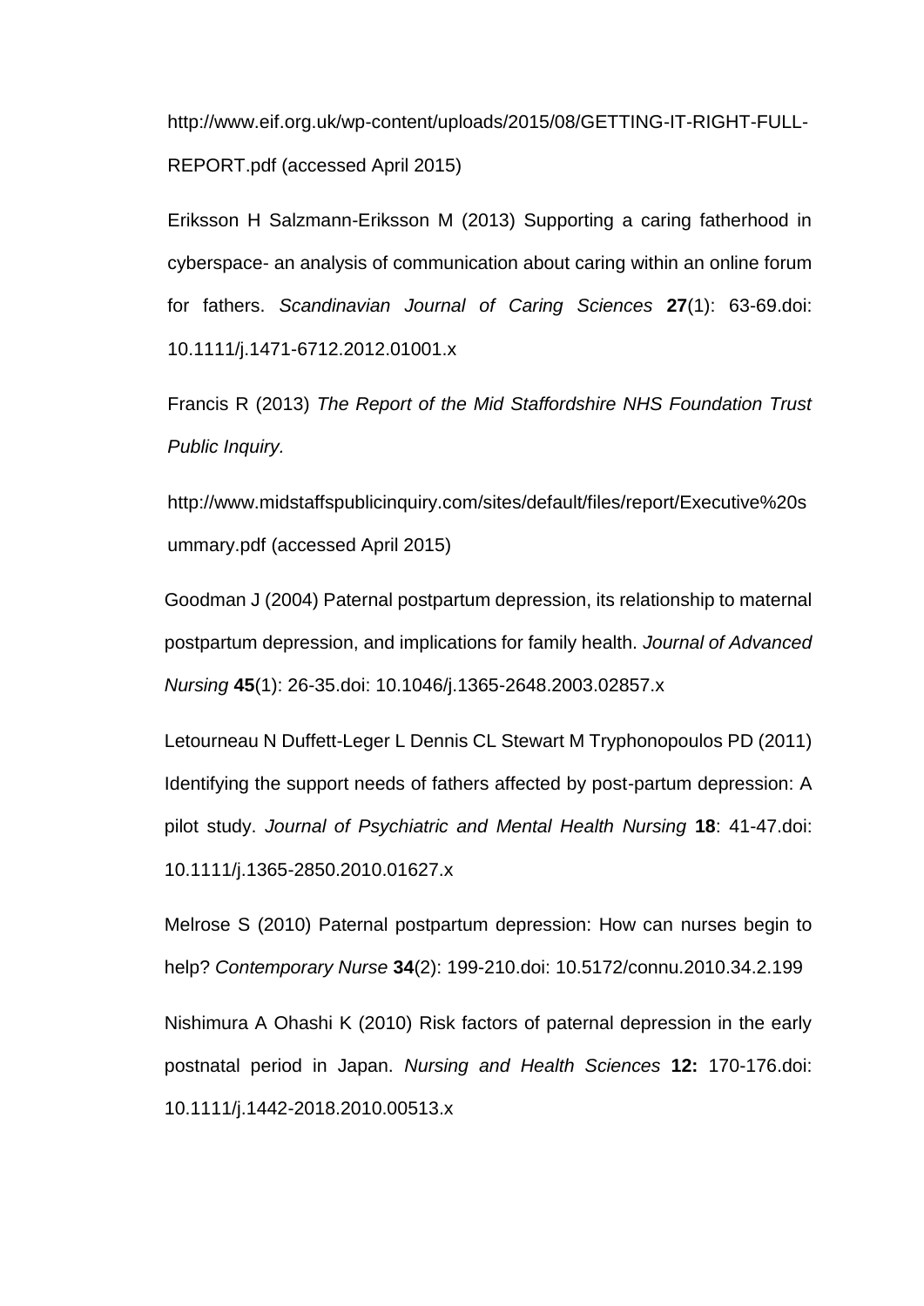http://www.eif.org.uk/wp-content/uploads/2015/08/GETTING-IT-RIGHT-FULL-REPORT.pdf (accessed April 2015)

Eriksson H Salzmann-Eriksson M (2013) Supporting a caring fatherhood in cyberspace- an analysis of communication about caring within an online forum for fathers. *Scandinavian Journal of Caring Sciences* **27**(1): 63-69.doi: 10.1111/j.1471-6712.2012.01001.x

Francis R (2013) *The Report of the Mid Staffordshire NHS Foundation Trust Public Inquiry.*

http://www.midstaffspublicinquiry.com/sites/default/files/report/Executive%20summary.pdf (accessed April 2015)

Goodman J (2004) Paternal postpartum depression, its relationship to maternal postpartum depression, and implications for family health. *Journal of Advanced Nursing* **45**(1): 26-35.doi: 10.1046/j.1365-2648.2003.02857.x

Letourneau N Duffett-Leger L Dennis CL Stewart M Tryphonopoulos PD (2011) Identifying the support needs of fathers affected by post-partum depression: A pilot study. *Journal of Psychiatric and Mental Health Nursing* **18**: 41-47.doi: 10.1111/j.1365-2850.2010.01627.x

Melrose S (2010) Paternal postpartum depression: How can nurses begin to help? *Contemporary Nurse* **34**(2): 199-210.doi: 10.5172/connu.2010.34.2.199

Nishimura A Ohashi K (2010) Risk factors of paternal depression in the early postnatal period in Japan. *Nursing and Health Sciences* **12:** 170-176.doi: 10.1111/j.1442-2018.2010.00513.x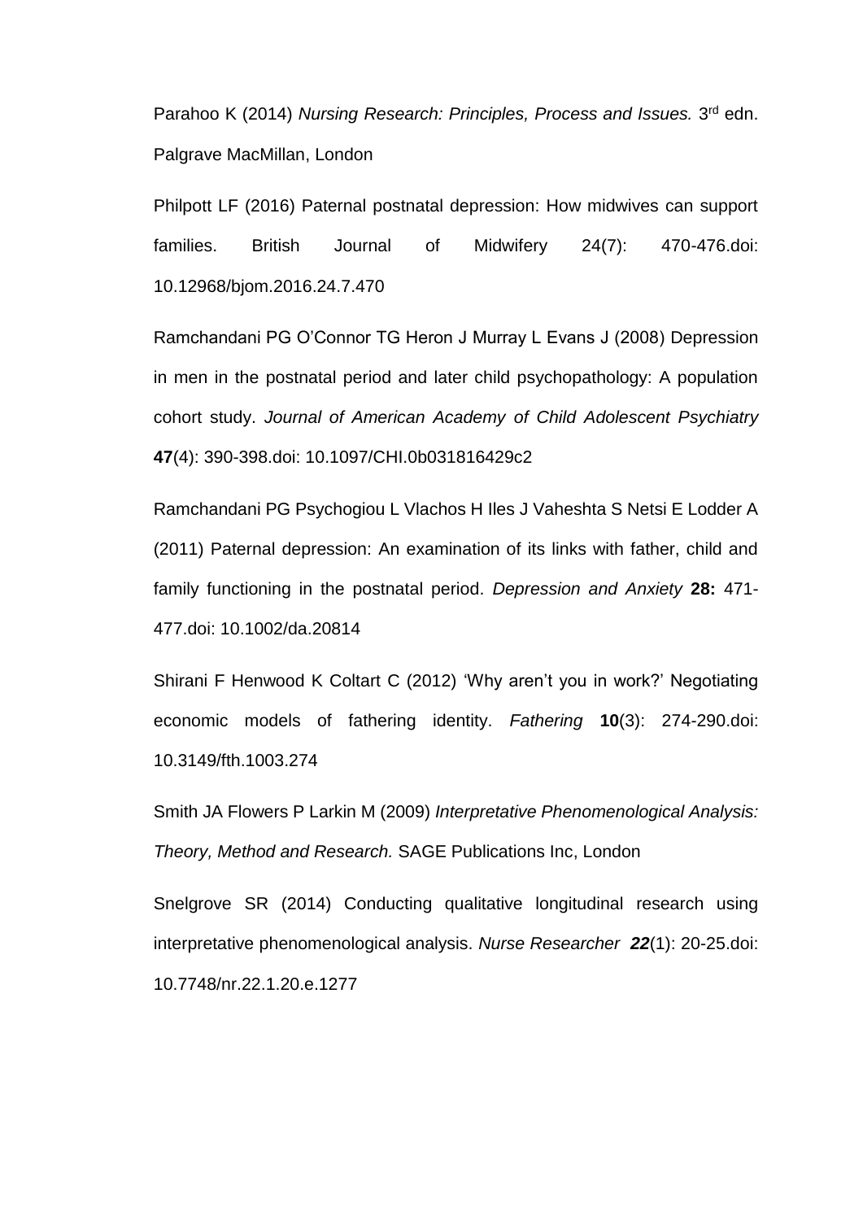Parahoo K (2014) *Nursing Research: Principles, Process and Issues.* 3rd edn. Palgrave MacMillan, London

Philpott LF (2016) Paternal postnatal depression: How midwives can support families. British Journal of Midwifery 24(7): 470-476.doi: 10.12968/bjom.2016.24.7.470

Ramchandani PG O'Connor TG Heron J Murray L Evans J (2008) Depression in men in the postnatal period and later child psychopathology: A population cohort study. *Journal of American Academy of Child Adolescent Psychiatry* **47**(4): 390-398.doi: 10.1097/CHI.0b031816429c2

Ramchandani PG Psychogiou L Vlachos H Iles J Vaheshta S Netsi E Lodder A (2011) Paternal depression: An examination of its links with father, child and family functioning in the postnatal period. *Depression and Anxiety* **28:** 471-477.doi: 10.1002/da.20814

Shirani F Henwood K Coltart C (2012) 'Why aren't you in work?' Negotiating economic models of fathering identity. *Fathering* **10**(3): 274-290.doi: 10.3149/fth.1003.274

Smith JA Flowers P Larkin M (2009) *Interpretative Phenomenological Analysis: Theory, Method and Research.* SAGE Publications Inc, London

Snelgrove SR (2014) Conducting qualitative longitudinal research using interpretative phenomenological analysis. *Nurse Researcher* ***22***(1): 20-25.doi: 10.7748/nr.22.1.20.e.1277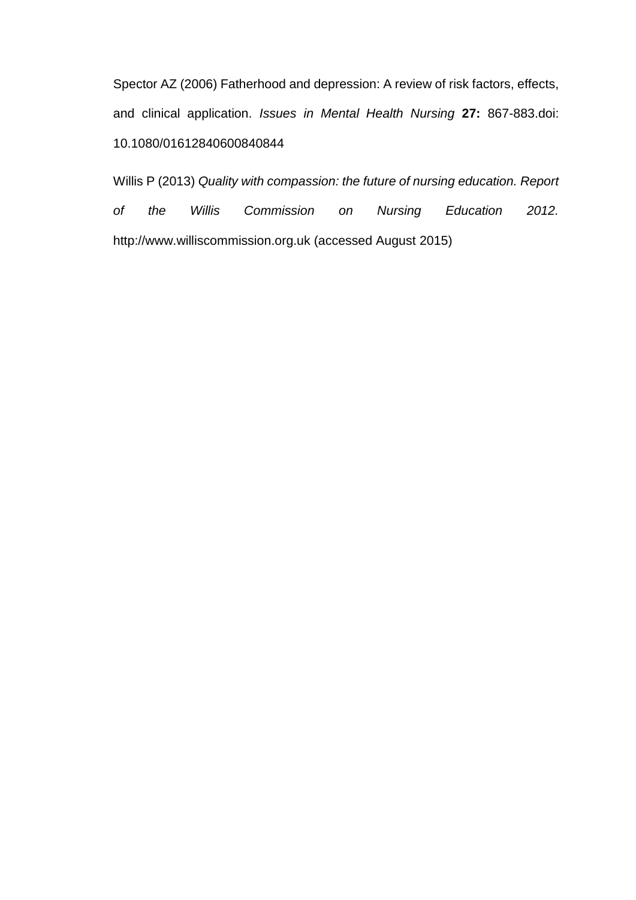Spector AZ (2006) Fatherhood and depression: A review of risk factors, effects, and clinical application. *Issues in Mental Health Nursing* **27:** 867-883.doi: 10.1080/01612840600840844

Willis P (2013) *Quality with compassion: the future of nursing education. Report of the Willis Commission on Nursing Education 2012.* http://www.williscommission.org.uk (accessed August 2015)